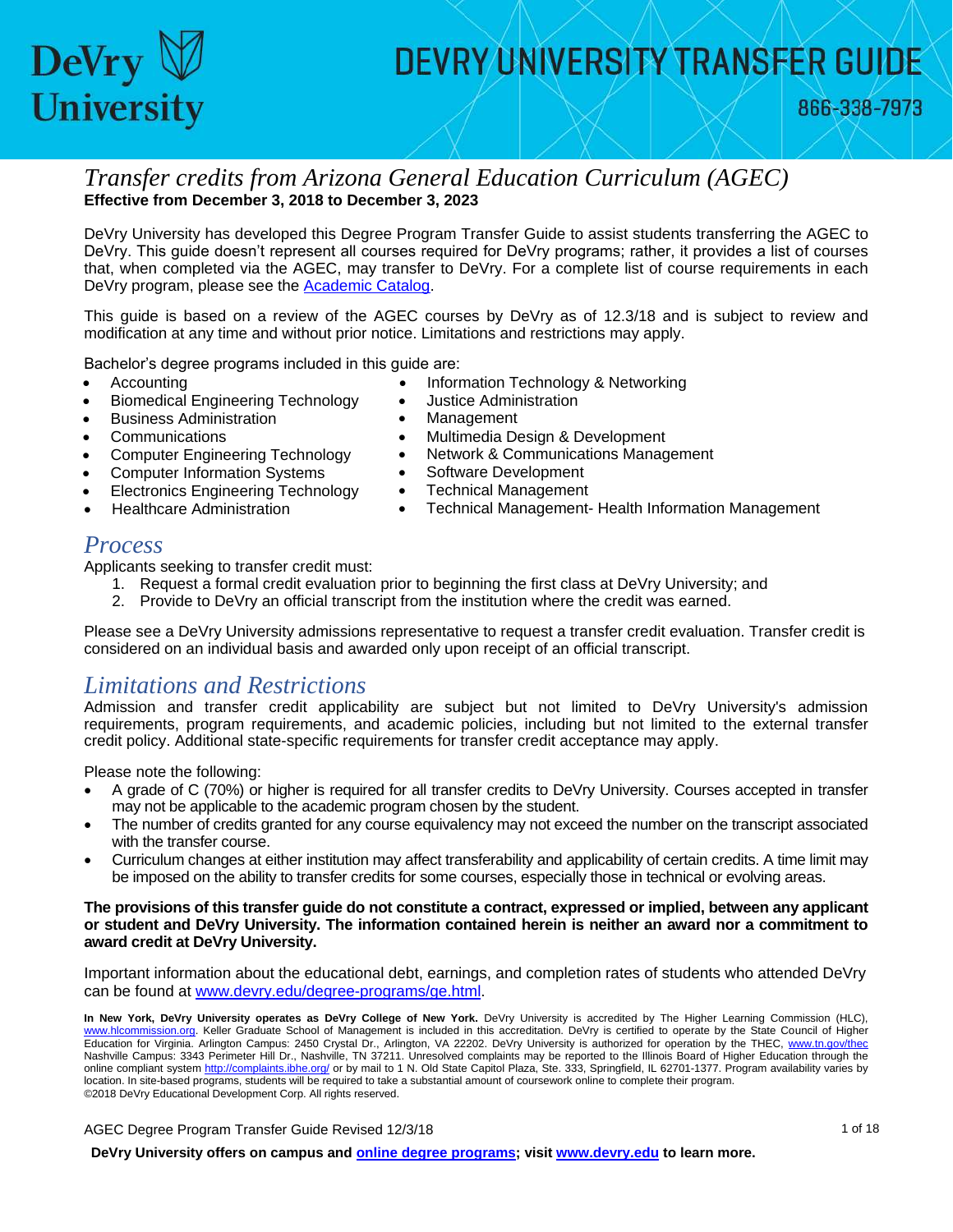# DEVRY UNIVERSITY TRANSFER GUIDE

866-338-7973

## *Transfer credits from Arizona General Education Curriculum (AGEC)*

**Effective from December 3, 2018 to December 3, 2023**

DeVry University has developed this Degree Program Transfer Guide to assist students transferring the AGEC to DeVry. This guide doesn't represent all courses required for DeVry programs; rather, it provides a list of courses that, when completed via the AGEC, may transfer to DeVry. For a complete list of course requirements in each DeVry program, please see the Academic Catalog.

This guide is based on a review of the AGEC courses by DeVry as of 12.3/18 and is subject to review and modification at any time and without prior notice. Limitations and restrictions may apply.

Bachelor's degree programs included in this guide are:

- Accounting
- Biomedical Engineering Technology
- Business Administration
- Communications
- Computer Engineering Technology
- Computer Information Systems
- Electronics Engineering Technology
- Healthcare Administration
- Information Technology & Networking
- Justice Administration
- Management
- Multimedia Design & Development
- Network & Communications Management
- Software Development
- Technical Management
- Technical Management- Health Information Management

## *Process*

Applicants seeking to transfer credit must:

1. Request a formal credit evaluation prior to beginning the first class at DeVry University; and
2. Provide to DeVry an official transcript from the institution where the credit was earned.

Please see a DeVry University admissions representative to request a transfer credit evaluation. Transfer credit is considered on an individual basis and awarded only upon receipt of an official transcript.

## *Limitations and Restrictions*

Admission and transfer credit applicability are subject but not limited to DeVry University's admission requirements, program requirements, and academic policies, including but not limited to the external transfer credit policy. Additional state-specific requirements for transfer credit acceptance may apply.

Please note the following:

- A grade of C (70%) or higher is required for all transfer credits to DeVry University. Courses accepted in transfer may not be applicable to the academic program chosen by the student.
- The number of credits granted for any course equivalency may not exceed the number on the transcript associated with the transfer course.
- Curriculum changes at either institution may affect transferability and applicability of certain credits. A time limit may be imposed on the ability to transfer credits for some courses, especially those in technical or evolving areas.

**The provisions of this transfer guide do not constitute a contract, expressed or implied, between any applicant or student and DeVry University. The information contained herein is neither an award nor a commitment to award credit at DeVry University.**

Important information about the educational debt, earnings, and completion rates of students who attended DeVry can be found at www.devry.edu/degree-programs/ge.html.

**In New York, DeVry University operates as DeVry College of New York.** DeVry University is accredited by The Higher Learning Commission (HLC), www.hlcommission.org. Keller Graduate School of Management is included in this accreditation. DeVry is certified to operate by the State Council of Higher Education for Virginia. Arlington Campus: 2450 Crystal Dr., Arlington, VA 22202. DeVry University is authorized for operation by the THEC, www.tn.gov/thec Nashville Campus: 3343 Perimeter Hill Dr., Nashville, TN 37211. Unresolved complaints may be reported to the Illinois Board of Higher Education through the online compliant system http://complaints.ibhe.org/ or by mail to 1 N. Old State Capitol Plaza, Ste. 333, Springfield, IL 62701-1377. Program availability varies by location. In site-based programs, students will be required to take a substantial amount of coursework online to complete their program.
©2018 DeVry Educational Development Corp. All rights reserved.

AGEC Degree Program Transfer Guide Revised 12/3/18

**DeVry University offers on campus and online degree programs; visit www.devry.edu to learn more.**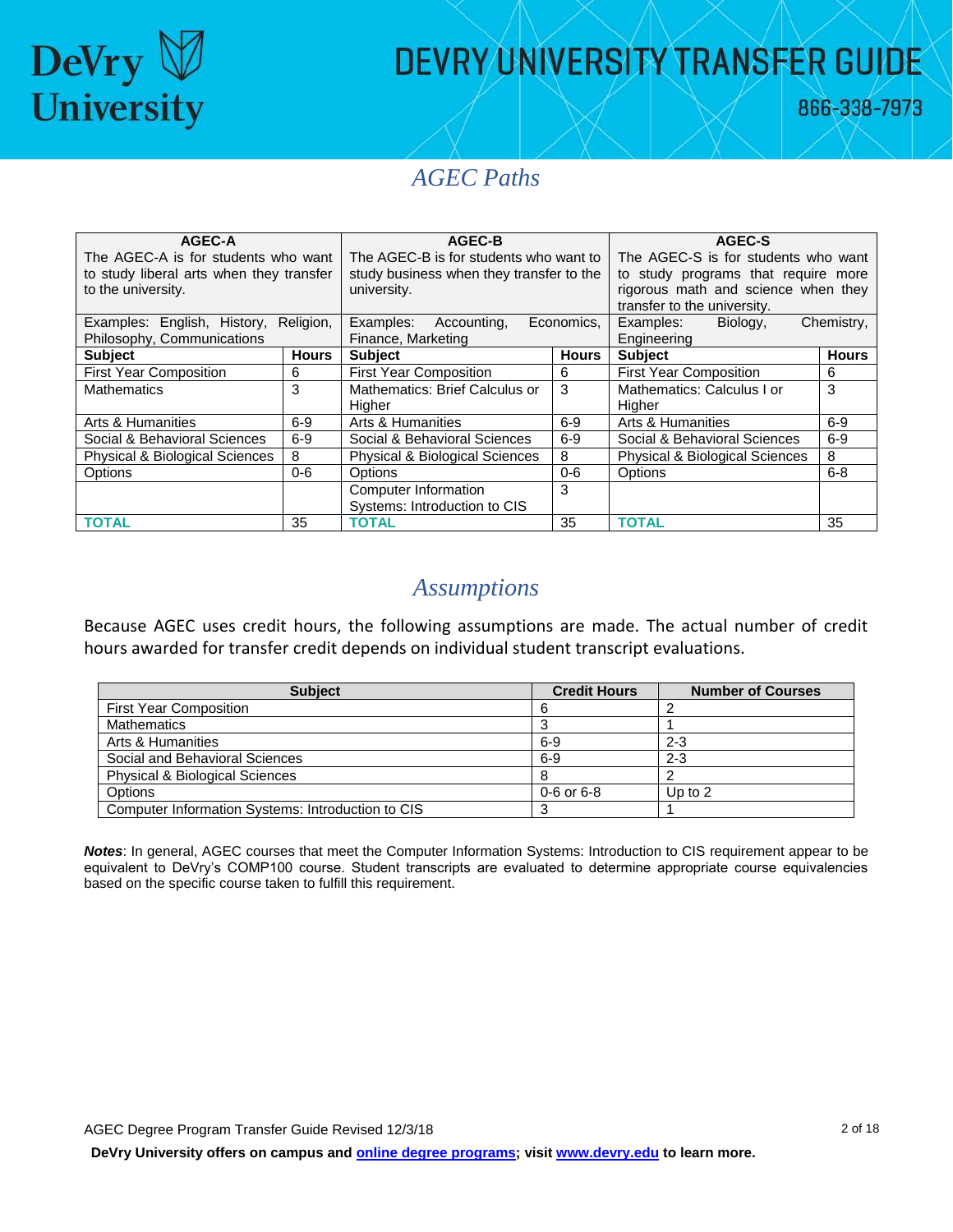## AGEC Paths

| AGEC-A<br>The AGEC-A is for students who want to study liberal arts when they transfer to the university. | | AGEC-B<br>The AGEC-B is for students who want to study business when they transfer to the university. | | AGEC-S<br>The AGEC-S is for students who want to study programs that require more rigorous math and science when they transfer to the university. | |
|---|---|---|---|---|---|
| Examples: English, History, Religion, Philosophy, Communications | | Examples: Accounting, Economics, Finance, Marketing | | Examples: Biology, Chemistry, Engineering | |
| **Subject** | **Hours** | **Subject** | **Hours** | **Subject** | **Hours** |
| First Year Composition | 6 | First Year Composition | 6 | First Year Composition | 6 |
| Mathematics | 3 | Mathematics: Brief Calculus or Higher | 3 | Mathematics: Calculus I or Higher | 3 |
| Arts & Humanities | 6-9 | Arts & Humanities | 6-9 | Arts & Humanities | 6-9 |
| Social & Behavioral Sciences | 6-9 | Social & Behavioral Sciences | 6-9 | Social & Behavioral Sciences | 6-9 |
| Physical & Biological Sciences | 8 | Physical & Biological Sciences | 8 | Physical & Biological Sciences | 8 |
| Options | 0-6 | Options | 0-6 | Options | 6-8 |
| | | Computer Information Systems: Introduction to CIS | 3 | | |
| TOTAL | 35 | TOTAL | 35 | TOTAL | 35 |

## Assumptions

Because AGEC uses credit hours, the following assumptions are made. The actual number of credit hours awarded for transfer credit depends on individual student transcript evaluations.

| Subject | Credit Hours | Number of Courses |
|---|---|---|
| First Year Composition | 6 | 2 |
| Mathematics | 3 | 1 |
| Arts & Humanities | 6-9 | 2-3 |
| Social and Behavioral Sciences | 6-9 | 2-3 |
| Physical & Biological Sciences | 8 | 2 |
| Options | 0-6 or 6-8 | Up to 2 |
| Computer Information Systems: Introduction to CIS | 3 | 1 |

***Notes***: In general, AGEC courses that meet the Computer Information Systems: Introduction to CIS requirement appear to be equivalent to DeVry's COMP100 course. Student transcripts are evaluated to determine appropriate course equivalencies based on the specific course taken to fulfill this requirement.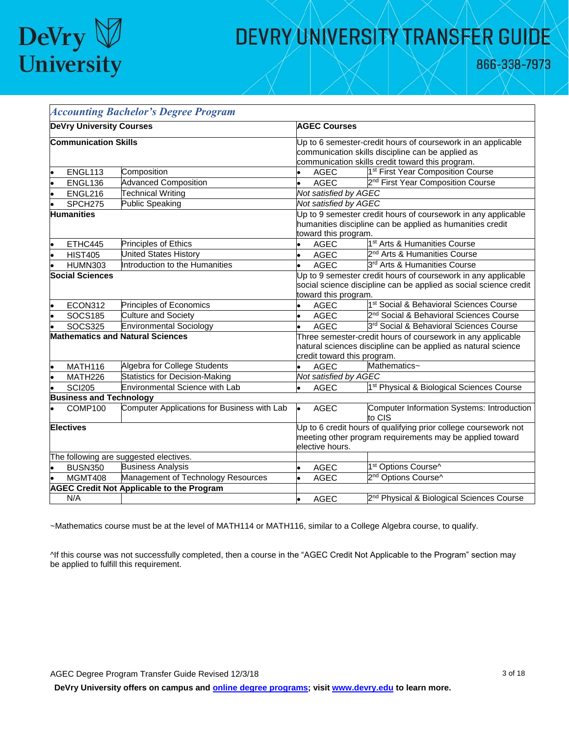| *Accounting Bachelor's Degree Program* | | | |
|---|---|---|---|
| **DeVry University Courses** | | **AGEC Courses** | |
| **Communication Skills** | | Up to 6 semester-credit hours of coursework in an applicable communication skills discipline can be applied as communication skills credit toward this program. | |
| • ENGL113 | Composition | • AGEC | 1st First Year Composition Course |
| • ENGL136 | Advanced Composition | • AGEC | 2nd First Year Composition Course |
| • ENGL216 | Technical Writing | *Not satisfied by AGEC* | |
| • SPCH275 | Public Speaking | *Not satisfied by AGEC* | |
| **Humanities** | | Up to 9 semester credit hours of coursework in any applicable humanities discipline can be applied as humanities credit toward this program. | |
| • ETHC445 | Principles of Ethics | • AGEC | 1st Arts & Humanities Course |
| • HIST405 | United States History | • AGEC | 2nd Arts & Humanities Course |
| • HUMN303 | Introduction to the Humanities | • AGEC | 3rd Arts & Humanities Course |
| **Social Sciences** | | Up to 9 semester credit hours of coursework in any applicable social science discipline can be applied as social science credit toward this program. | |
| • ECON312 | Principles of Economics | • AGEC | 1st Social & Behavioral Sciences Course |
| • SOCS185 | Culture and Society | • AGEC | 2nd Social & Behavioral Sciences Course |
| • SOCS325 | Environmental Sociology | • AGEC | 3rd Social & Behavioral Sciences Course |
| **Mathematics and Natural Sciences** | | Three semester-credit hours of coursework in any applicable natural sciences discipline can be applied as natural science credit toward this program. | |
| • MATH116 | Algebra for College Students | • AGEC | Mathematics~ |
| • MATH226 | Statistics for Decision-Making | *Not satisfied by AGEC* | |
| • SCI205 | Environmental Science with Lab | • AGEC | 1st Physical & Biological Sciences Course |
| **Business and Technology** | | | |
| • COMP100 | Computer Applications for Business with Lab | • AGEC | Computer Information Systems: Introduction to CIS |
| **Electives** | | Up to 6 credit hours of qualifying prior college coursework not meeting other program requirements may be applied toward elective hours. | |
| The following are suggested electives. | | | |
| • BUSN350 | Business Analysis | • AGEC | 1st Options Course^ |
| • MGMT408 | Management of Technology Resources | • AGEC | 2nd Options Course^ |
| **AGEC Credit Not Applicable to the Program** | | | |
| N/A | | • AGEC | 2nd Physical & Biological Sciences Course |

~Mathematics course must be at the level of MATH114 or MATH116, similar to a College Algebra course, to qualify.

^If this course was not successfully completed, then a course in the "AGEC Credit Not Applicable to the Program" section may be applied to fulfill this requirement.

AGEC Degree Program Transfer Guide Revised 12/3/18

**DeVry University offers on campus and online degree programs; visit www.devry.edu to learn more.**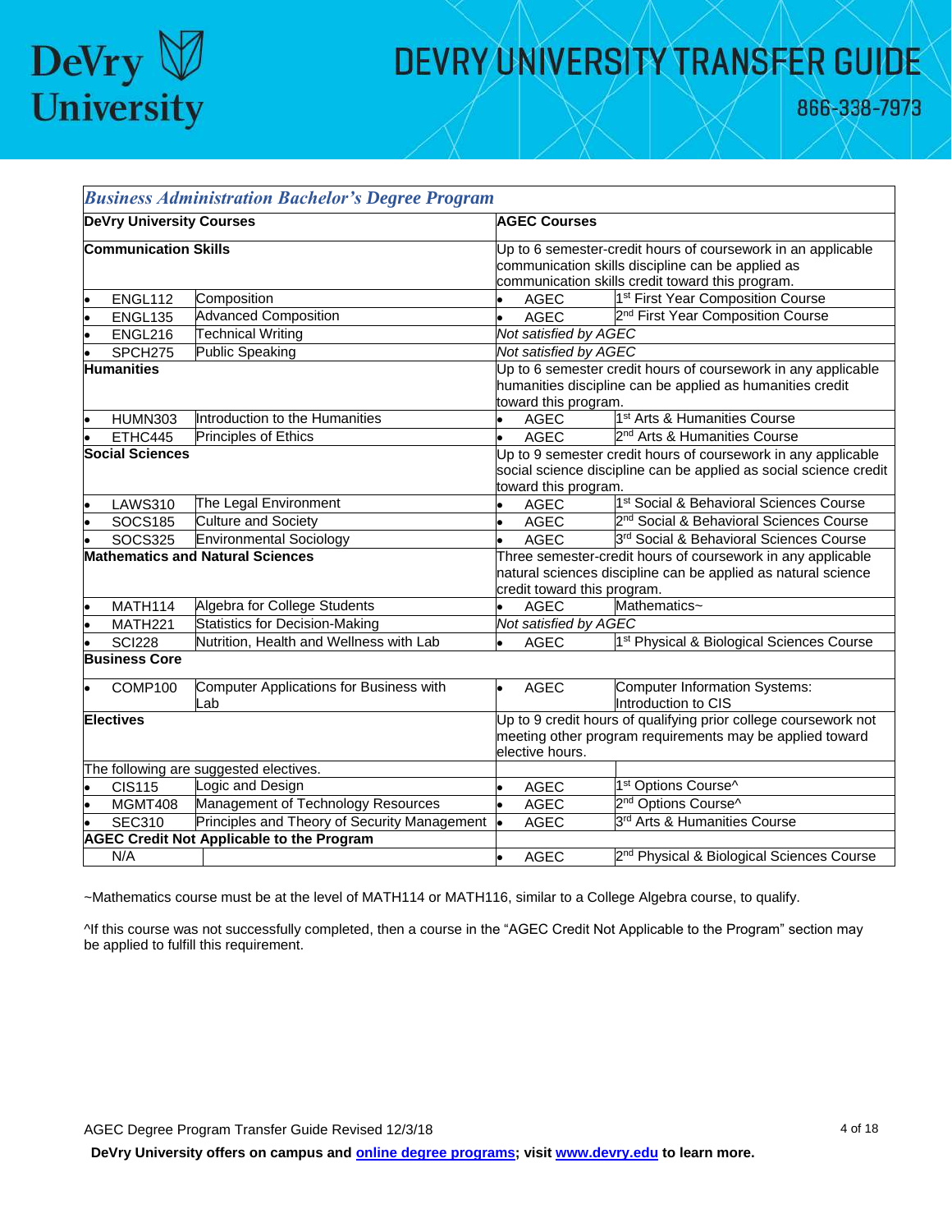| *Business Administration Bachelor's Degree Program* | | | |
|---|---|---|---|
| **DeVry University Courses** | | **AGEC Courses** | |
| **Communication Skills** | | Up to 6 semester-credit hours of coursework in an applicable communication skills discipline can be applied as communication skills credit toward this program. | |
| • ENGL112 | Composition | • AGEC | 1st First Year Composition Course |
| • ENGL135 | Advanced Composition | • AGEC | 2nd First Year Composition Course |
| • ENGL216 | Technical Writing | *Not satisfied by AGEC* | |
| • SPCH275 | Public Speaking | *Not satisfied by AGEC* | |
| **Humanities** | | Up to 6 semester credit hours of coursework in any applicable humanities discipline can be applied as humanities credit toward this program. | |
| • HUMN303 | Introduction to the Humanities | • AGEC | 1st Arts & Humanities Course |
| • ETHC445 | Principles of Ethics | • AGEC | 2nd Arts & Humanities Course |
| **Social Sciences** | | Up to 9 semester credit hours of coursework in any applicable social science discipline can be applied as social science credit toward this program. | |
| • LAWS310 | The Legal Environment | • AGEC | 1st Social & Behavioral Sciences Course |
| • SOCS185 | Culture and Society | • AGEC | 2nd Social & Behavioral Sciences Course |
| • SOCS325 | Environmental Sociology | • AGEC | 3rd Social & Behavioral Sciences Course |
| **Mathematics and Natural Sciences** | | Three semester-credit hours of coursework in any applicable natural sciences discipline can be applied as natural science credit toward this program. | |
| • MATH114 | Algebra for College Students | • AGEC | Mathematics~ |
| • MATH221 | Statistics for Decision-Making | *Not satisfied by AGEC* | |
| • SCI228 | Nutrition, Health and Wellness with Lab | • AGEC | 1st Physical & Biological Sciences Course |
| **Business Core** | | | |
| • COMP100 | Computer Applications for Business with Lab | • AGEC | Computer Information Systems: Introduction to CIS |
| **Electives** | | Up to 9 credit hours of qualifying prior college coursework not meeting other program requirements may be applied toward elective hours. | |
| The following are suggested electives. | | | |
| • CIS115 | Logic and Design | • AGEC | 1st Options Course^ |
| • MGMT408 | Management of Technology Resources | • AGEC | 2nd Options Course^ |
| • SEC310 | Principles and Theory of Security Management | • AGEC | 3rd Arts & Humanities Course |
| **AGEC Credit Not Applicable to the Program** | | | |
| N/A | | • AGEC | 2nd Physical & Biological Sciences Course |

~Mathematics course must be at the level of MATH114 or MATH116, similar to a College Algebra course, to qualify.

^If this course was not successfully completed, then a course in the "AGEC Credit Not Applicable to the Program" section may be applied to fulfill this requirement.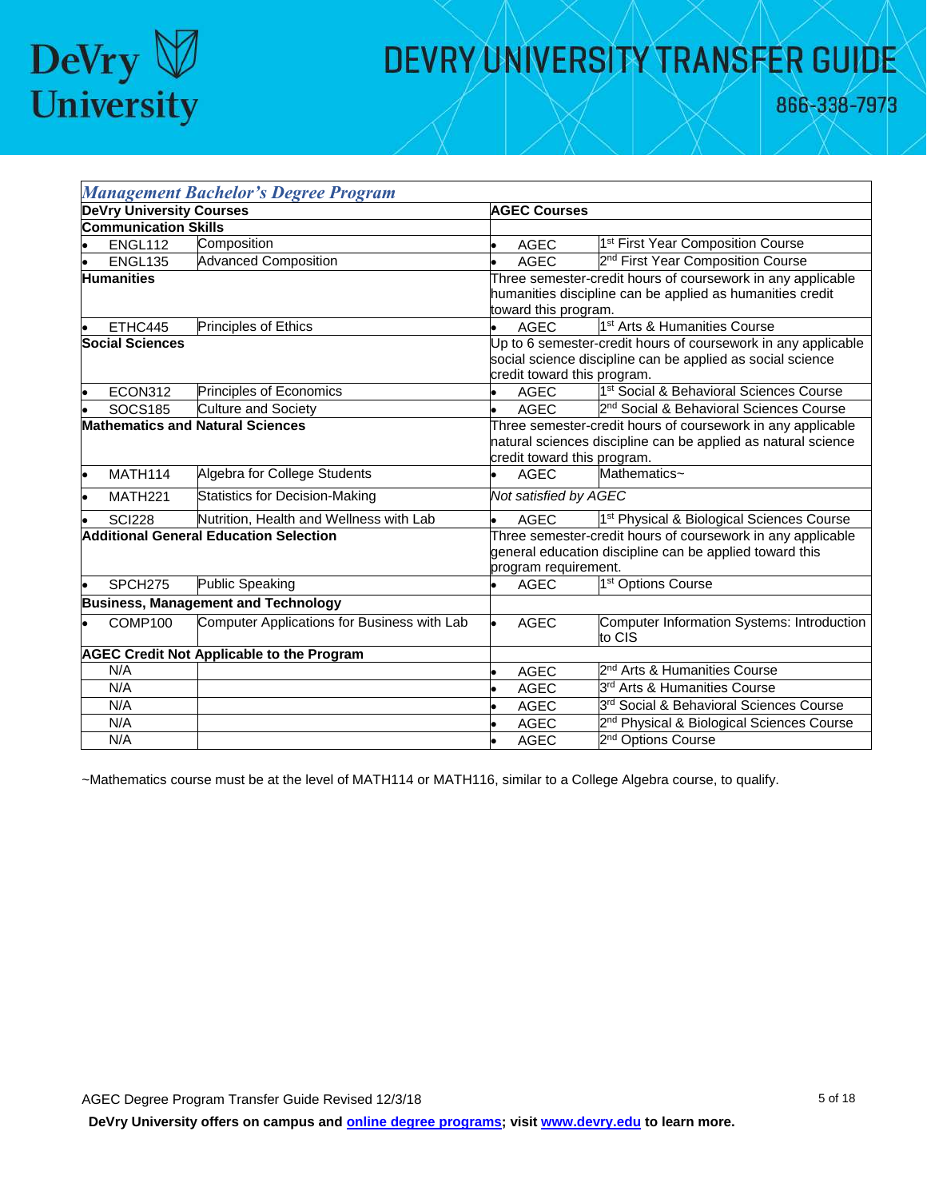## *Management Bachelor's Degree Program*

| DeVry University Courses | | AGEC Courses | |
|---|---|---|---|
| **Communication Skills** | | | |
| • ENGL112 | Composition | • AGEC | 1st First Year Composition Course |
| • ENGL135 | Advanced Composition | • AGEC | 2nd First Year Composition Course |
| **Humanities** | | Three semester-credit hours of coursework in any applicable humanities discipline can be applied as humanities credit toward this program. | |
| • ETHC445 | Principles of Ethics | • AGEC | 1st Arts & Humanities Course |
| **Social Sciences** | | Up to 6 semester-credit hours of coursework in any applicable social science discipline can be applied as social science credit toward this program. | |
| • ECON312 | Principles of Economics | • AGEC | 1st Social & Behavioral Sciences Course |
| • SOCS185 | Culture and Society | • AGEC | 2nd Social & Behavioral Sciences Course |
| **Mathematics and Natural Sciences** | | Three semester-credit hours of coursework in any applicable natural sciences discipline can be applied as natural science credit toward this program. | |
| • MATH114 | Algebra for College Students | • AGEC | Mathematics~ |
| • MATH221 | Statistics for Decision-Making | *Not satisfied by AGEC* | |
| • SCI228 | Nutrition, Health and Wellness with Lab | • AGEC | 1st Physical & Biological Sciences Course |
| **Additional General Education Selection** | | Three semester-credit hours of coursework in any applicable general education discipline can be applied toward this program requirement. | |
| • SPCH275 | Public Speaking | • AGEC | 1st Options Course |
| **Business, Management and Technology** | | | |
| • COMP100 | Computer Applications for Business with Lab | • AGEC | Computer Information Systems: Introduction to CIS |
| **AGEC Credit Not Applicable to the Program** | | | |
| N/A | | • AGEC | 2nd Arts & Humanities Course |
| N/A | | • AGEC | 3rd Arts & Humanities Course |
| N/A | | • AGEC | 3rd Social & Behavioral Sciences Course |
| N/A | | • AGEC | 2nd Physical & Biological Sciences Course |
| N/A | | • AGEC | 2nd Options Course |

~Mathematics course must be at the level of MATH114 or MATH116, similar to a College Algebra course, to qualify.

AGEC Degree Program Transfer Guide Revised 12/3/18

**DeVry University offers on campus and online degree programs; visit www.devry.edu to learn more.**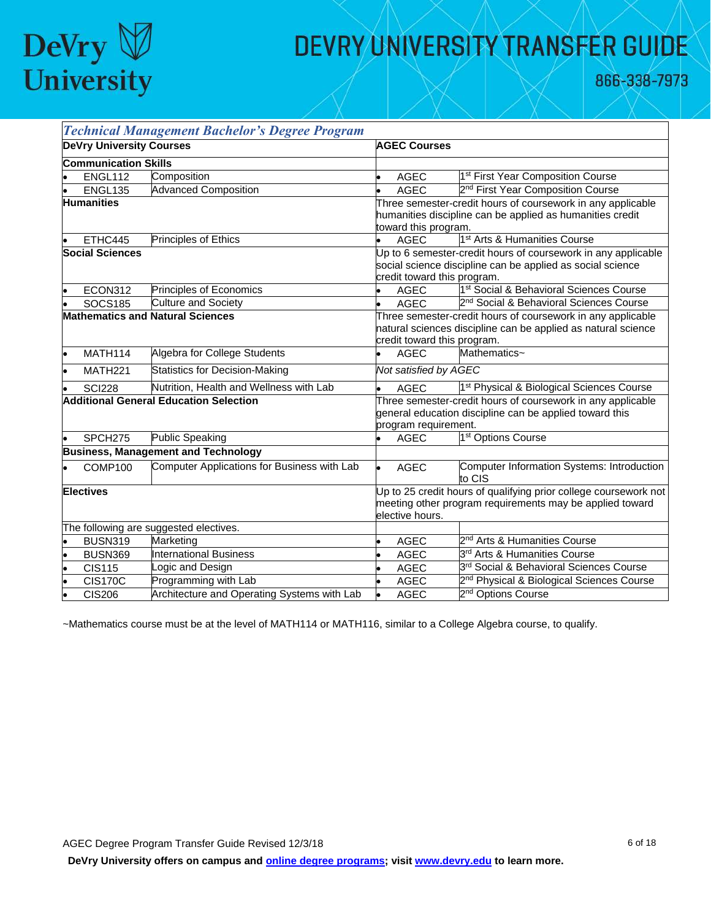# DEVRY UNIVERSITY TRANSFER GUIDE

866-338-7973

| *Technical Management Bachelor's Degree Program* | | | | | |
|---|---|---|---|---|---|
| **DeVry University Courses** | | | **AGEC Courses** | | |
| **Communication Skills** | | | | | |
| • | ENGL112 | Composition | • | AGEC | 1st First Year Composition Course |
| • | ENGL135 | Advanced Composition | • | AGEC | 2nd First Year Composition Course |
| **Humanities** | | | Three semester-credit hours of coursework in any applicable humanities discipline can be applied as humanities credit toward this program. | | |
| • | ETHC445 | Principles of Ethics | • | AGEC | 1st Arts & Humanities Course |
| **Social Sciences** | | | Up to 6 semester-credit hours of coursework in any applicable social science discipline can be applied as social science credit toward this program. | | |
| • | ECON312 | Principles of Economics | • | AGEC | 1st Social & Behavioral Sciences Course |
| • | SOCS185 | Culture and Society | • | AGEC | 2nd Social & Behavioral Sciences Course |
| **Mathematics and Natural Sciences** | | | Three semester-credit hours of coursework in any applicable natural sciences discipline can be applied as natural science credit toward this program. | | |
| • | MATH114 | Algebra for College Students | • | AGEC | Mathematics~ |
| • | MATH221 | Statistics for Decision-Making | *Not satisfied by AGEC* | | |
| • | SCI228 | Nutrition, Health and Wellness with Lab | • | AGEC | 1st Physical & Biological Sciences Course |
| **Additional General Education Selection** | | | Three semester-credit hours of coursework in any applicable general education discipline can be applied toward this program requirement. | | |
| • | SPCH275 | Public Speaking | • | AGEC | 1st Options Course |
| **Business, Management and Technology** | | | | | |
| • | COMP100 | Computer Applications for Business with Lab | • | AGEC | Computer Information Systems: Introduction to CIS |
| **Electives** | | | Up to 25 credit hours of qualifying prior college coursework not meeting other program requirements may be applied toward elective hours. | | |
| The following are suggested electives. | | | | | |
| • | BUSN319 | Marketing | • | AGEC | 2nd Arts & Humanities Course |
| • | BUSN369 | International Business | • | AGEC | 3rd Arts & Humanities Course |
| • | CIS115 | Logic and Design | • | AGEC | 3rd Social & Behavioral Sciences Course |
| • | CIS170C | Programming with Lab | • | AGEC | 2nd Physical & Biological Sciences Course |
| • | CIS206 | Architecture and Operating Systems with Lab | • | AGEC | 2nd Options Course |

~Mathematics course must be at the level of MATH114 or MATH116, similar to a College Algebra course, to qualify.

AGEC Degree Program Transfer Guide Revised 12/3/18

**DeVry University offers on campus and online degree programs; visit www.devry.edu to learn more.**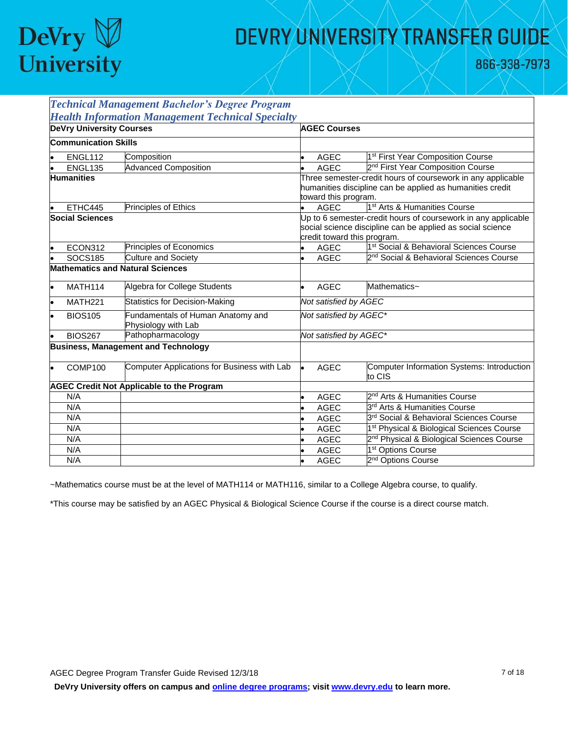*Technical Management Bachelor's Degree Program*
*Health Information Management Technical Specialty*

| DeVry University Courses | | AGEC Courses | |
|---|---|---|---|
| **Communication Skills** | | | |
| • ENGL112 | Composition | • AGEC | 1st First Year Composition Course |
| • ENGL135 | Advanced Composition | • AGEC | 2nd First Year Composition Course |
| **Humanities** | | Three semester-credit hours of coursework in any applicable humanities discipline can be applied as humanities credit toward this program. | |
| • ETHC445 | Principles of Ethics | • AGEC | 1st Arts & Humanities Course |
| **Social Sciences** | | Up to 6 semester-credit hours of coursework in any applicable social science discipline can be applied as social science credit toward this program. | |
| • ECON312 | Principles of Economics | • AGEC | 1st Social & Behavioral Sciences Course |
| • SOCS185 | Culture and Society | • AGEC | 2nd Social & Behavioral Sciences Course |
| **Mathematics and Natural Sciences** | | | |
| • MATH114 | Algebra for College Students | • AGEC | Mathematics~ |
| • MATH221 | Statistics for Decision-Making | *Not satisfied by AGEC* | |
| • BIOS105 | Fundamentals of Human Anatomy and Physiology with Lab | *Not satisfied by AGEC\** | |
| • BIOS267 | Pathopharmacology | *Not satisfied by AGEC\** | |
| **Business, Management and Technology** | | | |
| • COMP100 | Computer Applications for Business with Lab | • AGEC | Computer Information Systems: Introduction to CIS |
| **AGEC Credit Not Applicable to the Program** | | | |
| N/A | | • AGEC | 2nd Arts & Humanities Course |
| N/A | | • AGEC | 3rd Arts & Humanities Course |
| N/A | | • AGEC | 3rd Social & Behavioral Sciences Course |
| N/A | | • AGEC | 1st Physical & Biological Sciences Course |
| N/A | | • AGEC | 2nd Physical & Biological Sciences Course |
| N/A | | • AGEC | 1st Options Course |
| N/A | | • AGEC | 2nd Options Course |

~Mathematics course must be at the level of MATH114 or MATH116, similar to a College Algebra course, to qualify.

*This course may be satisfied by an AGEC Physical & Biological Science Course if the course is a direct course match.

AGEC Degree Program Transfer Guide Revised 12/3/18

**DeVry University offers on campus and online degree programs; visit www.devry.edu to learn more.**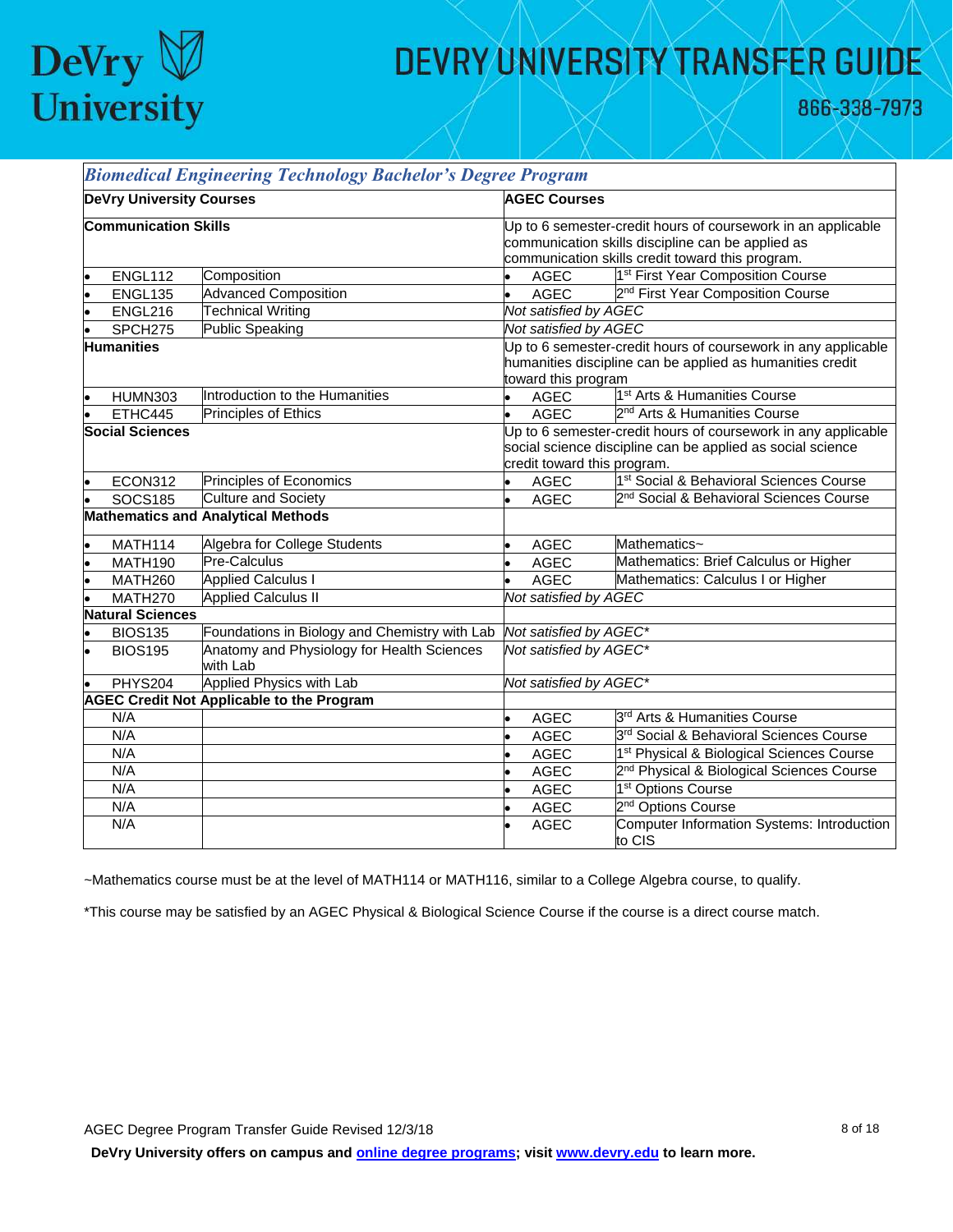| *Biomedical Engineering Technology Bachelor's Degree Program* | | | |
|---|---|---|---|
| **DeVry University Courses** | | **AGEC Courses** | |
| **Communication Skills** | | Up to 6 semester-credit hours of coursework in an applicable communication skills discipline can be applied as communication skills credit toward this program. | |
| • ENGL112 | Composition | • AGEC | 1st First Year Composition Course |
| • ENGL135 | Advanced Composition | • AGEC | 2nd First Year Composition Course |
| • ENGL216 | Technical Writing | *Not satisfied by AGEC* | |
| • SPCH275 | Public Speaking | *Not satisfied by AGEC* | |
| **Humanities** | | Up to 6 semester-credit hours of coursework in any applicable humanities discipline can be applied as humanities credit toward this program | |
| • HUMN303 | Introduction to the Humanities | • AGEC | 1st Arts & Humanities Course |
| • ETHC445 | Principles of Ethics | • AGEC | 2nd Arts & Humanities Course |
| **Social Sciences** | | Up to 6 semester-credit hours of coursework in any applicable social science discipline can be applied as social science credit toward this program. | |
| • ECON312 | Principles of Economics | • AGEC | 1st Social & Behavioral Sciences Course |
| • SOCS185 | Culture and Society | • AGEC | 2nd Social & Behavioral Sciences Course |
| **Mathematics and Analytical Methods** | | | |
| • MATH114 | Algebra for College Students | • AGEC | Mathematics~ |
| • MATH190 | Pre-Calculus | • AGEC | Mathematics: Brief Calculus or Higher |
| • MATH260 | Applied Calculus I | • AGEC | Mathematics: Calculus I or Higher |
| • MATH270 | Applied Calculus II | *Not satisfied by AGEC* | |
| **Natural Sciences** | | | |
| • BIOS135 | Foundations in Biology and Chemistry with Lab | *Not satisfied by AGEC** | |
| • BIOS195 | Anatomy and Physiology for Health Sciences with Lab | *Not satisfied by AGEC** | |
| • PHYS204 | Applied Physics with Lab | *Not satisfied by AGEC** | |
| **AGEC Credit Not Applicable to the Program** | | | |
| N/A | | • AGEC | 3rd Arts & Humanities Course |
| N/A | | • AGEC | 3rd Social & Behavioral Sciences Course |
| N/A | | • AGEC | 1st Physical & Biological Sciences Course |
| N/A | | • AGEC | 2nd Physical & Biological Sciences Course |
| N/A | | • AGEC | 1st Options Course |
| N/A | | • AGEC | 2nd Options Course |
| N/A | | • AGEC | Computer Information Systems: Introduction to CIS |

~Mathematics course must be at the level of MATH114 or MATH116, similar to a College Algebra course, to qualify.

*This course may be satisfied by an AGEC Physical & Biological Science Course if the course is a direct course match.

AGEC Degree Program Transfer Guide Revised 12/3/18

**DeVry University offers on campus and online degree programs; visit www.devry.edu to learn more.**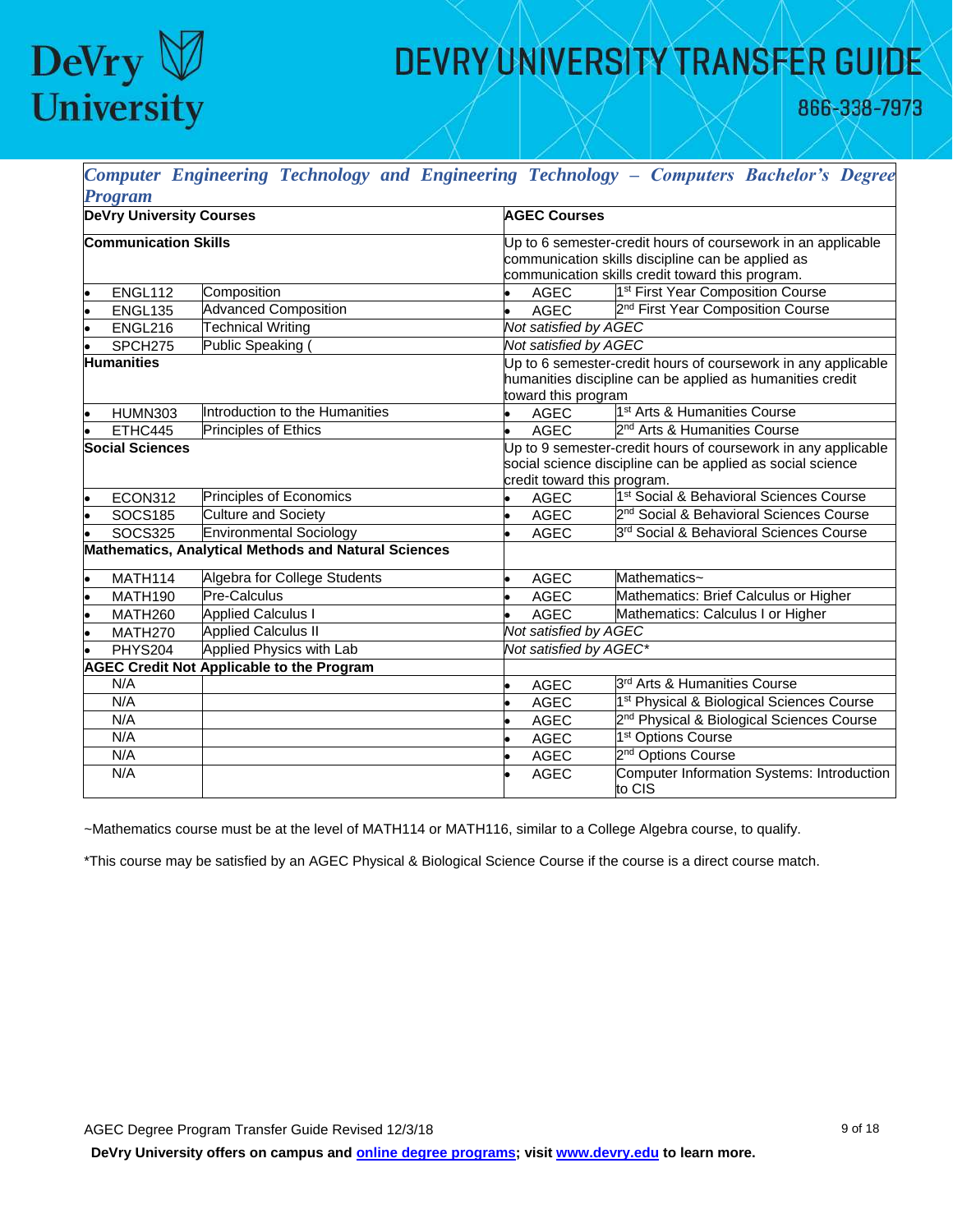## *Computer Engineering Technology and Engineering Technology – Computers Bachelor's Degree Program*

| DeVry University Courses | | AGEC Courses | |
|---|---|---|---|
| **Communication Skills** | | Up to 6 semester-credit hours of coursework in an applicable communication skills discipline can be applied as communication skills credit toward this program. | |
| • ENGL112 | Composition | • AGEC | 1st First Year Composition Course |
| • ENGL135 | Advanced Composition | • AGEC | 2nd First Year Composition Course |
| • ENGL216 | Technical Writing | *Not satisfied by AGEC* | |
| • SPCH275 | Public Speaking ( | *Not satisfied by AGEC* | |
| **Humanities** | | Up to 6 semester-credit hours of coursework in any applicable humanities discipline can be applied as humanities credit toward this program | |
| • HUMN303 | Introduction to the Humanities | • AGEC | 1st Arts & Humanities Course |
| • ETHC445 | Principles of Ethics | • AGEC | 2nd Arts & Humanities Course |
| **Social Sciences** | | Up to 9 semester-credit hours of coursework in any applicable social science discipline can be applied as social science credit toward this program. | |
| • ECON312 | Principles of Economics | • AGEC | 1st Social & Behavioral Sciences Course |
| • SOCS185 | Culture and Society | • AGEC | 2nd Social & Behavioral Sciences Course |
| • SOCS325 | Environmental Sociology | • AGEC | 3rd Social & Behavioral Sciences Course |
| **Mathematics, Analytical Methods and Natural Sciences** | | | |
| • MATH114 | Algebra for College Students | • AGEC | Mathematics~ |
| • MATH190 | Pre-Calculus | • AGEC | Mathematics: Brief Calculus or Higher |
| • MATH260 | Applied Calculus I | • AGEC | Mathematics: Calculus I or Higher |
| • MATH270 | Applied Calculus II | *Not satisfied by AGEC* | |
| • PHYS204 | Applied Physics with Lab | *Not satisfied by AGEC\** | |
| **AGEC Credit Not Applicable to the Program** | | | |
| N/A | | • AGEC | 3rd Arts & Humanities Course |
| N/A | | • AGEC | 1st Physical & Biological Sciences Course |
| N/A | | • AGEC | 2nd Physical & Biological Sciences Course |
| N/A | | • AGEC | 1st Options Course |
| N/A | | • AGEC | 2nd Options Course |
| N/A | | • AGEC | Computer Information Systems: Introduction to CIS |

~Mathematics course must be at the level of MATH114 or MATH116, similar to a College Algebra course, to qualify.

*This course may be satisfied by an AGEC Physical & Biological Science Course if the course is a direct course match.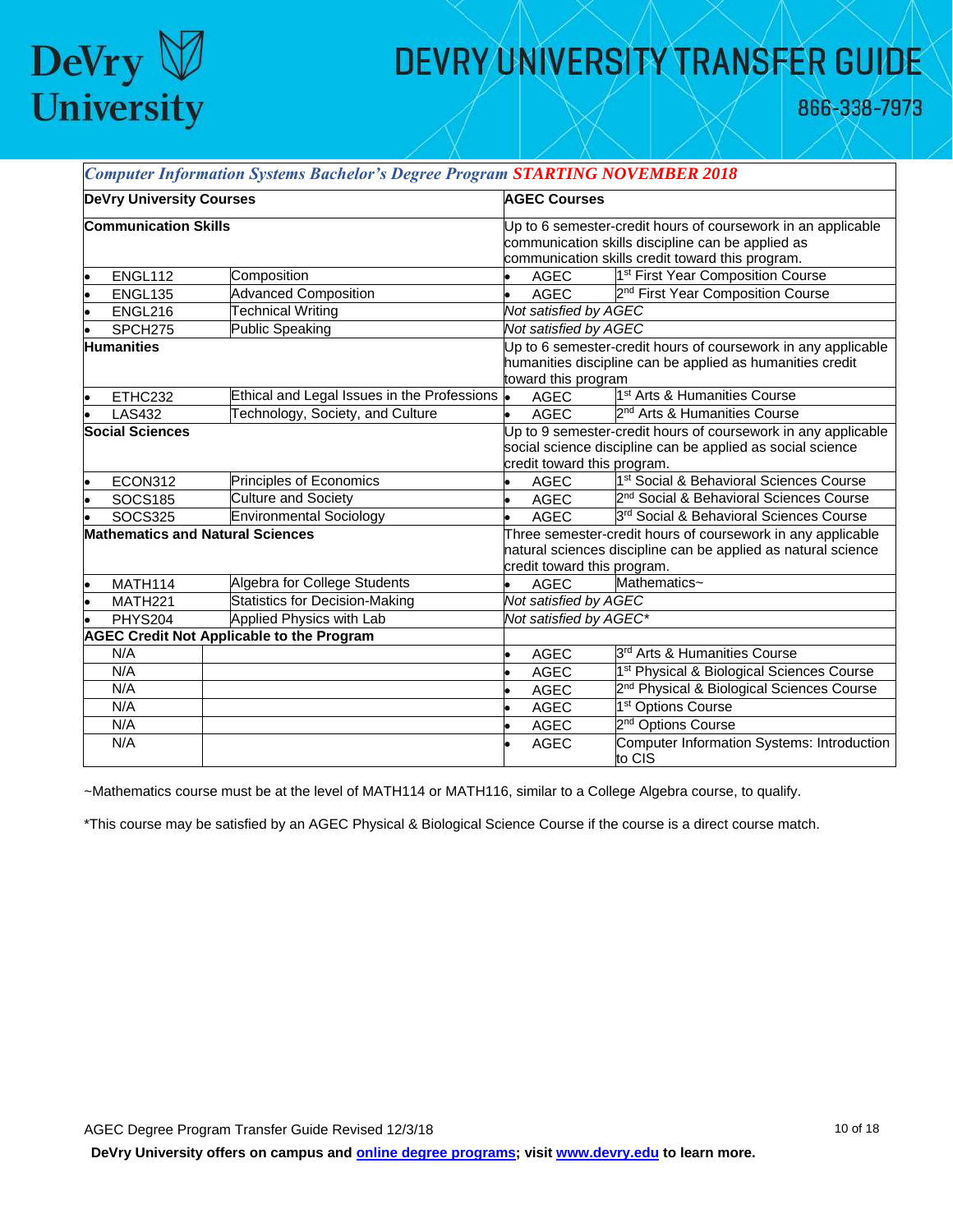*Computer Information Systems Bachelor's Degree Program* ***STARTING NOVEMBER 2018***

| DeVry University Courses | | AGEC Courses | |
|---|---|---|---|
| **Communication Skills** | | Up to 6 semester-credit hours of coursework in an applicable communication skills discipline can be applied as communication skills credit toward this program. | |
| • ENGL112 | Composition | • AGEC | 1st First Year Composition Course |
| • ENGL135 | Advanced Composition | • AGEC | 2nd First Year Composition Course |
| • ENGL216 | Technical Writing | *Not satisfied by AGEC* | |
| • SPCH275 | Public Speaking | *Not satisfied by AGEC* | |
| **Humanities** | | Up to 6 semester-credit hours of coursework in any applicable humanities discipline can be applied as humanities credit toward this program | |
| • ETHC232 | Ethical and Legal Issues in the Professions | • AGEC | 1st Arts & Humanities Course |
| • LAS432 | Technology, Society, and Culture | • AGEC | 2nd Arts & Humanities Course |
| **Social Sciences** | | Up to 9 semester-credit hours of coursework in any applicable social science discipline can be applied as social science credit toward this program. | |
| • ECON312 | Principles of Economics | • AGEC | 1st Social & Behavioral Sciences Course |
| • SOCS185 | Culture and Society | • AGEC | 2nd Social & Behavioral Sciences Course |
| • SOCS325 | Environmental Sociology | • AGEC | 3rd Social & Behavioral Sciences Course |
| **Mathematics and Natural Sciences** | | Three semester-credit hours of coursework in any applicable natural sciences discipline can be applied as natural science credit toward this program. | |
| • MATH114 | Algebra for College Students | • AGEC | Mathematics~ |
| • MATH221 | Statistics for Decision-Making | *Not satisfied by AGEC* | |
| • PHYS204 | Applied Physics with Lab | *Not satisfied by AGEC** | |
| **AGEC Credit Not Applicable to the Program** | | | |
| N/A | | • AGEC | 3rd Arts & Humanities Course |
| N/A | | • AGEC | 1st Physical & Biological Sciences Course |
| N/A | | • AGEC | 2nd Physical & Biological Sciences Course |
| N/A | | • AGEC | 1st Options Course |
| N/A | | • AGEC | 2nd Options Course |
| N/A | | • AGEC | Computer Information Systems: Introduction to CIS |

~Mathematics course must be at the level of MATH114 or MATH116, similar to a College Algebra course, to qualify.

*This course may be satisfied by an AGEC Physical & Biological Science Course if the course is a direct course match.

AGEC Degree Program Transfer Guide Revised 12/3/18

**DeVry University offers on campus and online degree programs; visit www.devry.edu to learn more.**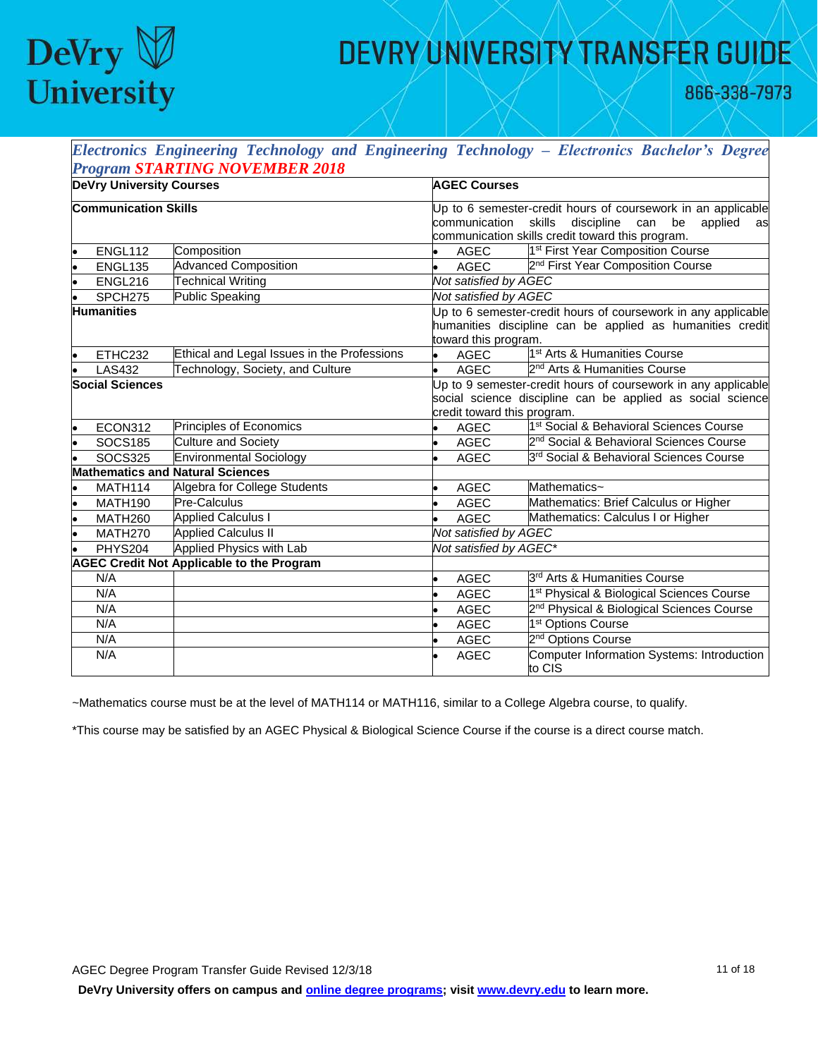# DEVRY UNIVERSITY TRANSFER GUIDE

866-338-7973

| *Electronics Engineering Technology and Engineering Technology – Electronics Bachelor's Degree Program* ***STARTING NOVEMBER 2018*** | | | |
|---|---|---|---|
| **DeVry University Courses** | | **AGEC Courses** | |
| **Communication Skills** | | Up to 6 semester-credit hours of coursework in an applicable communication skills discipline can be applied as communication skills credit toward this program. | |
| • ENGL112 | Composition | • AGEC | 1st First Year Composition Course |
| • ENGL135 | Advanced Composition | • AGEC | 2nd First Year Composition Course |
| • ENGL216 | Technical Writing | *Not satisfied by AGEC* | |
| • SPCH275 | Public Speaking | *Not satisfied by AGEC* | |
| **Humanities** | | Up to 6 semester-credit hours of coursework in any applicable humanities discipline can be applied as humanities credit toward this program. | |
| • ETHC232 | Ethical and Legal Issues in the Professions | • AGEC | 1st Arts & Humanities Course |
| • LAS432 | Technology, Society, and Culture | • AGEC | 2nd Arts & Humanities Course |
| **Social Sciences** | | Up to 9 semester-credit hours of coursework in any applicable social science discipline can be applied as social science credit toward this program. | |
| • ECON312 | Principles of Economics | • AGEC | 1st Social & Behavioral Sciences Course |
| • SOCS185 | Culture and Society | • AGEC | 2nd Social & Behavioral Sciences Course |
| • SOCS325 | Environmental Sociology | • AGEC | 3rd Social & Behavioral Sciences Course |
| **Mathematics and Natural Sciences** | | | |
| • MATH114 | Algebra for College Students | • AGEC | Mathematics~ |
| • MATH190 | Pre-Calculus | • AGEC | Mathematics: Brief Calculus or Higher |
| • MATH260 | Applied Calculus I | • AGEC | Mathematics: Calculus I or Higher |
| • MATH270 | Applied Calculus II | *Not satisfied by AGEC* | |
| • PHYS204 | Applied Physics with Lab | *Not satisfied by AGEC** | |
| **AGEC Credit Not Applicable to the Program** | | | |
| N/A | | • AGEC | 3rd Arts & Humanities Course |
| N/A | | • AGEC | 1st Physical & Biological Sciences Course |
| N/A | | • AGEC | 2nd Physical & Biological Sciences Course |
| N/A | | • AGEC | 1st Options Course |
| N/A | | • AGEC | 2nd Options Course |
| N/A | | • AGEC | Computer Information Systems: Introduction to CIS |

~Mathematics course must be at the level of MATH114 or MATH116, similar to a College Algebra course, to qualify.

*This course may be satisfied by an AGEC Physical & Biological Science Course if the course is a direct course match.

AGEC Degree Program Transfer Guide Revised 12/3/18

**DeVry University offers on campus and [online degree programs](online degree programs); visit [www.devry.edu](www.devry.edu) to learn more.**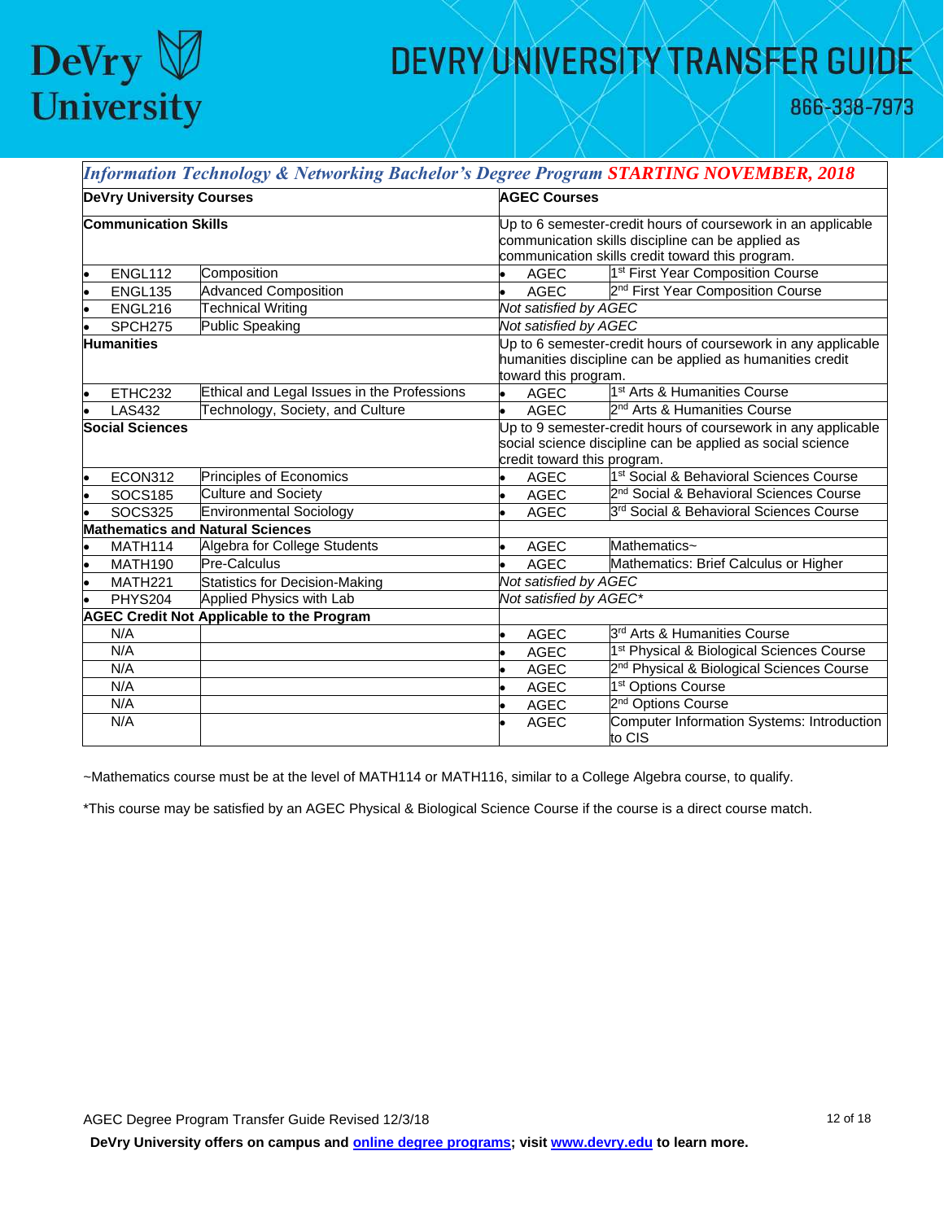# DEVRY UNIVERSITY TRANSFER GUIDE

866-338-7973

| *Information Technology & Networking Bachelor's Degree Program* **STARTING NOVEMBER, 2018** | | | |
|---|---|---|---|
| **DeVry University Courses** | | **AGEC Courses** | |
| **Communication Skills** | | Up to 6 semester-credit hours of coursework in an applicable communication skills discipline can be applied as communication skills credit toward this program. | |
| • ENGL112 | Composition | • AGEC | 1st First Year Composition Course |
| • ENGL135 | Advanced Composition | • AGEC | 2nd First Year Composition Course |
| • ENGL216 | Technical Writing | *Not satisfied by AGEC* | |
| • SPCH275 | Public Speaking | *Not satisfied by AGEC* | |
| **Humanities** | | Up to 6 semester-credit hours of coursework in any applicable humanities discipline can be applied as humanities credit toward this program. | |
| • ETHC232 | Ethical and Legal Issues in the Professions | • AGEC | 1st Arts & Humanities Course |
| • LAS432 | Technology, Society, and Culture | • AGEC | 2nd Arts & Humanities Course |
| **Social Sciences** | | Up to 9 semester-credit hours of coursework in any applicable social science discipline can be applied as social science credit toward this program. | |
| • ECON312 | Principles of Economics | • AGEC | 1st Social & Behavioral Sciences Course |
| • SOCS185 | Culture and Society | • AGEC | 2nd Social & Behavioral Sciences Course |
| • SOCS325 | Environmental Sociology | • AGEC | 3rd Social & Behavioral Sciences Course |
| **Mathematics and Natural Sciences** | | | |
| • MATH114 | Algebra for College Students | • AGEC | Mathematics~ |
| • MATH190 | Pre-Calculus | • AGEC | Mathematics: Brief Calculus or Higher |
| • MATH221 | Statistics for Decision-Making | *Not satisfied by AGEC* | |
| • PHYS204 | Applied Physics with Lab | *Not satisfied by AGEC\** | |
| **AGEC Credit Not Applicable to the Program** | | | |
| N/A | | • AGEC | 3rd Arts & Humanities Course |
| N/A | | • AGEC | 1st Physical & Biological Sciences Course |
| N/A | | • AGEC | 2nd Physical & Biological Sciences Course |
| N/A | | • AGEC | 1st Options Course |
| N/A | | • AGEC | 2nd Options Course |
| N/A | | • AGEC | Computer Information Systems: Introduction to CIS |

~Mathematics course must be at the level of MATH114 or MATH116, similar to a College Algebra course, to qualify.

*This course may be satisfied by an AGEC Physical & Biological Science Course if the course is a direct course match.

AGEC Degree Program Transfer Guide Revised 12/3/18

**DeVry University offers on campus and online degree programs; visit www.devry.edu to learn more.**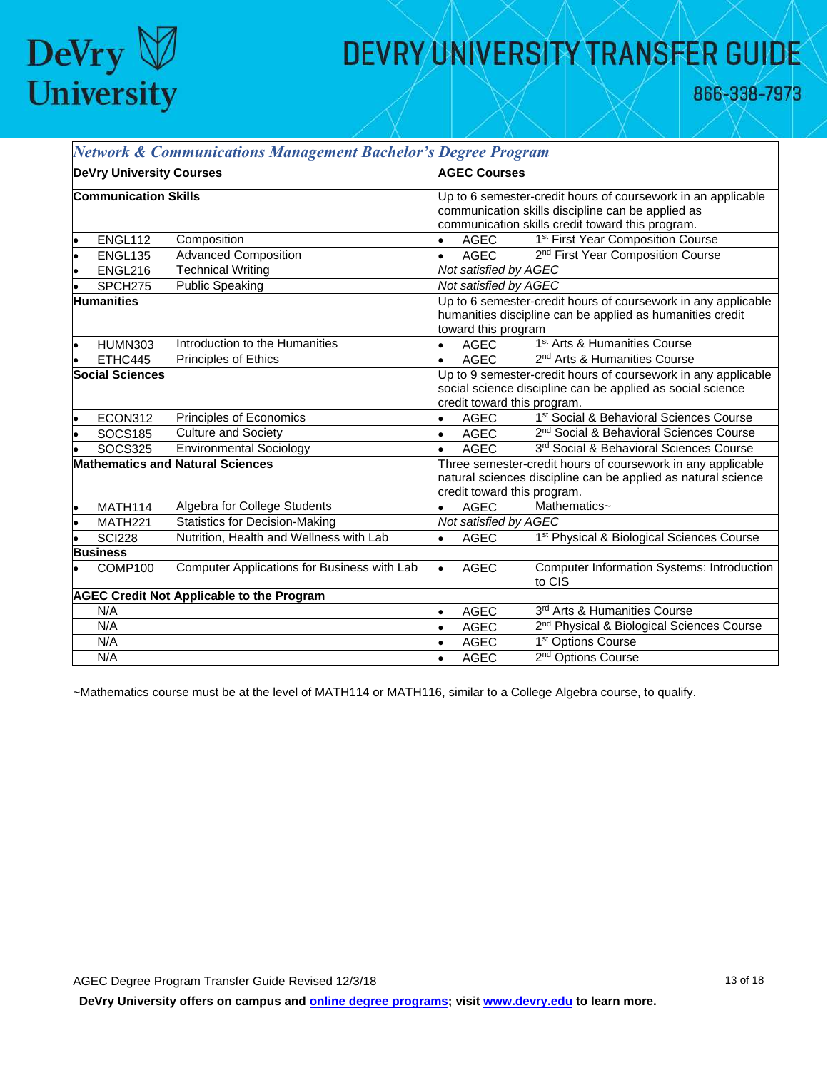# DEVRY UNIVERSITY TRANSFER GUIDE

866-338-7973

| *Network & Communications Management Bachelor's Degree Program* | | | |
|---|---|---|---|
| **DeVry University Courses** | | **AGEC Courses** | |
| **Communication Skills** | | Up to 6 semester-credit hours of coursework in an applicable communication skills discipline can be applied as communication skills credit toward this program. | |
| • ENGL112 | Composition | • AGEC | 1st First Year Composition Course |
| • ENGL135 | Advanced Composition | • AGEC | 2nd First Year Composition Course |
| • ENGL216 | Technical Writing | *Not satisfied by AGEC* | |
| • SPCH275 | Public Speaking | *Not satisfied by AGEC* | |
| **Humanities** | | Up to 6 semester-credit hours of coursework in any applicable humanities discipline can be applied as humanities credit toward this program | |
| • HUMN303 | Introduction to the Humanities | • AGEC | 1st Arts & Humanities Course |
| • ETHC445 | Principles of Ethics | • AGEC | 2nd Arts & Humanities Course |
| **Social Sciences** | | Up to 9 semester-credit hours of coursework in any applicable social science discipline can be applied as social science credit toward this program. | |
| • ECON312 | Principles of Economics | • AGEC | 1st Social & Behavioral Sciences Course |
| • SOCS185 | Culture and Society | • AGEC | 2nd Social & Behavioral Sciences Course |
| • SOCS325 | Environmental Sociology | • AGEC | 3rd Social & Behavioral Sciences Course |
| **Mathematics and Natural Sciences** | | Three semester-credit hours of coursework in any applicable natural sciences discipline can be applied as natural science credit toward this program. | |
| • MATH114 | Algebra for College Students | • AGEC | Mathematics~ |
| • MATH221 | Statistics for Decision-Making | *Not satisfied by AGEC* | |
| • SCI228 | Nutrition, Health and Wellness with Lab | • AGEC | 1st Physical & Biological Sciences Course |
| **Business** | | | |
| • COMP100 | Computer Applications for Business with Lab | • AGEC | Computer Information Systems: Introduction to CIS |
| **AGEC Credit Not Applicable to the Program** | | | |
| N/A | | • AGEC | 3rd Arts & Humanities Course |
| N/A | | • AGEC | 2nd Physical & Biological Sciences Course |
| N/A | | • AGEC | 1st Options Course |
| N/A | | • AGEC | 2nd Options Course |

~Mathematics course must be at the level of MATH114 or MATH116, similar to a College Algebra course, to qualify.

AGEC Degree Program Transfer Guide Revised 12/3/18

**DeVry University offers on campus and [online degree programs]; visit [www.devry.edu] to learn more.**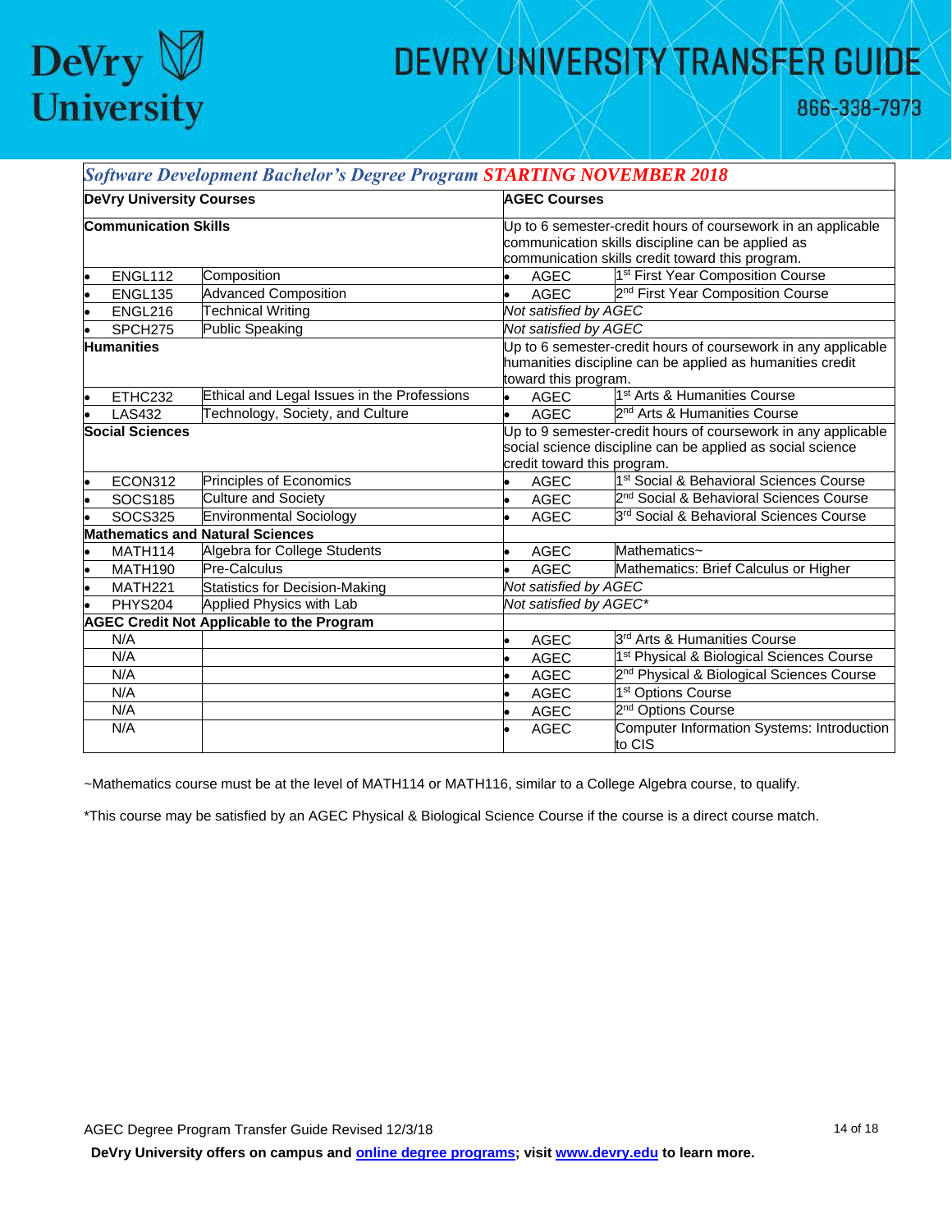## *Software Development Bachelor's Degree Program* STARTING NOVEMBER 2018

| DeVry University Courses | | AGEC Courses | |
|---|---|---|---|
| **Communication Skills** | | Up to 6 semester-credit hours of coursework in an applicable communication skills discipline can be applied as communication skills credit toward this program. | |
| • ENGL112 | Composition | • AGEC | 1st First Year Composition Course |
| • ENGL135 | Advanced Composition | • AGEC | 2nd First Year Composition Course |
| • ENGL216 | Technical Writing | *Not satisfied by AGEC* | |
| • SPCH275 | Public Speaking | *Not satisfied by AGEC* | |
| **Humanities** | | Up to 6 semester-credit hours of coursework in any applicable humanities discipline can be applied as humanities credit toward this program. | |
| • ETHC232 | Ethical and Legal Issues in the Professions | • AGEC | 1st Arts & Humanities Course |
| • LAS432 | Technology, Society, and Culture | • AGEC | 2nd Arts & Humanities Course |
| **Social Sciences** | | Up to 9 semester-credit hours of coursework in any applicable social science discipline can be applied as social science credit toward this program. | |
| • ECON312 | Principles of Economics | • AGEC | 1st Social & Behavioral Sciences Course |
| • SOCS185 | Culture and Society | • AGEC | 2nd Social & Behavioral Sciences Course |
| • SOCS325 | Environmental Sociology | • AGEC | 3rd Social & Behavioral Sciences Course |
| **Mathematics and Natural Sciences** | | | |
| • MATH114 | Algebra for College Students | • AGEC | Mathematics~ |
| • MATH190 | Pre-Calculus | • AGEC | Mathematics: Brief Calculus or Higher |
| • MATH221 | Statistics for Decision-Making | *Not satisfied by AGEC* | |
| • PHYS204 | Applied Physics with Lab | *Not satisfied by AGEC\** | |
| **AGEC Credit Not Applicable to the Program** | | | |
| N/A | | • AGEC | 3rd Arts & Humanities Course |
| N/A | | • AGEC | 1st Physical & Biological Sciences Course |
| N/A | | • AGEC | 2nd Physical & Biological Sciences Course |
| N/A | | • AGEC | 1st Options Course |
| N/A | | • AGEC | 2nd Options Course |
| N/A | | • AGEC | Computer Information Systems: Introduction to CIS |

~Mathematics course must be at the level of MATH114 or MATH116, similar to a College Algebra course, to qualify.

*This course may be satisfied by an AGEC Physical & Biological Science Course if the course is a direct course match.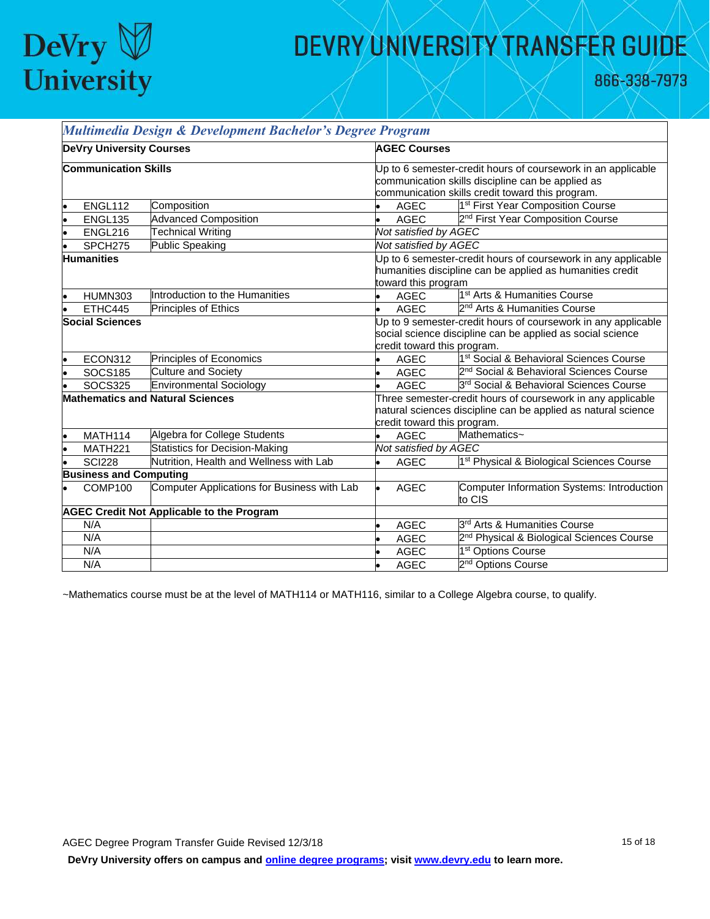## *Multimedia Design & Development Bachelor's Degree Program*

| DeVry University Courses | | AGEC Courses | |
|---|---|---|---|
| **Communication Skills** | | Up to 6 semester-credit hours of coursework in an applicable communication skills discipline can be applied as communication skills credit toward this program. | |
| • ENGL112 | Composition | • AGEC | 1st First Year Composition Course |
| • ENGL135 | Advanced Composition | • AGEC | 2nd First Year Composition Course |
| • ENGL216 | Technical Writing | *Not satisfied by AGEC* | |
| • SPCH275 | Public Speaking | *Not satisfied by AGEC* | |
| **Humanities** | | Up to 6 semester-credit hours of coursework in any applicable humanities discipline can be applied as humanities credit toward this program | |
| • HUMN303 | Introduction to the Humanities | • AGEC | 1st Arts & Humanities Course |
| • ETHC445 | Principles of Ethics | • AGEC | 2nd Arts & Humanities Course |
| **Social Sciences** | | Up to 9 semester-credit hours of coursework in any applicable social science discipline can be applied as social science credit toward this program. | |
| • ECON312 | Principles of Economics | • AGEC | 1st Social & Behavioral Sciences Course |
| • SOCS185 | Culture and Society | • AGEC | 2nd Social & Behavioral Sciences Course |
| • SOCS325 | Environmental Sociology | • AGEC | 3rd Social & Behavioral Sciences Course |
| **Mathematics and Natural Sciences** | | Three semester-credit hours of coursework in any applicable natural sciences discipline can be applied as natural science credit toward this program. | |
| • MATH114 | Algebra for College Students | • AGEC | Mathematics~ |
| • MATH221 | Statistics for Decision-Making | *Not satisfied by AGEC* | |
| • SCI228 | Nutrition, Health and Wellness with Lab | • AGEC | 1st Physical & Biological Sciences Course |
| **Business and Computing** | | | |
| • COMP100 | Computer Applications for Business with Lab | • AGEC | Computer Information Systems: Introduction to CIS |
| **AGEC Credit Not Applicable to the Program** | | | |
| N/A | | • AGEC | 3rd Arts & Humanities Course |
| N/A | | • AGEC | 2nd Physical & Biological Sciences Course |
| N/A | | • AGEC | 1st Options Course |
| N/A | | • AGEC | 2nd Options Course |

~Mathematics course must be at the level of MATH114 or MATH116, similar to a College Algebra course, to qualify.

AGEC Degree Program Transfer Guide Revised 12/3/18

**DeVry University offers on campus and online degree programs; visit www.devry.edu to learn more.**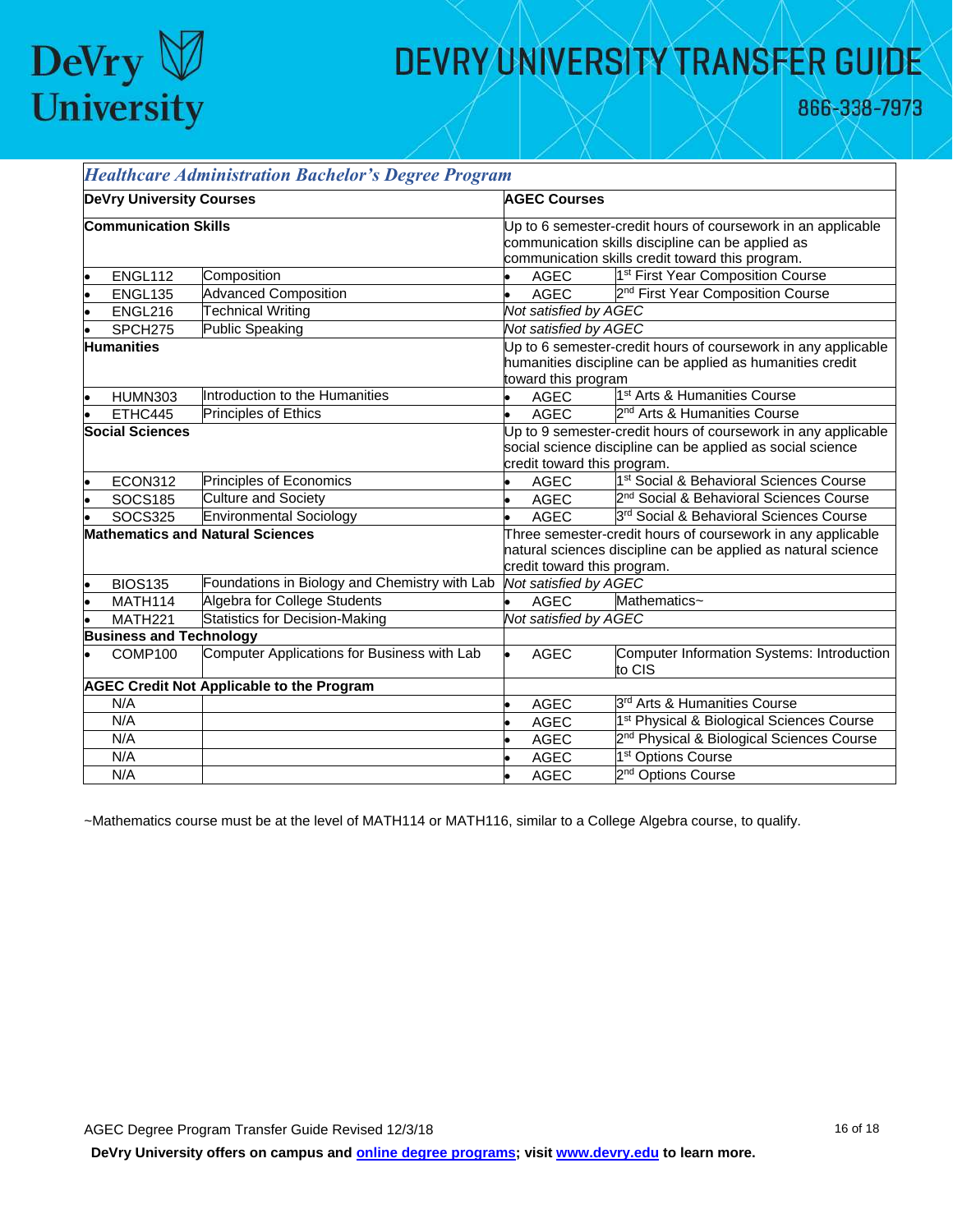# DEVRY UNIVERSITY TRANSFER GUIDE

866-338-7973

## *Healthcare Administration Bachelor's Degree Program*

| DeVry University Courses | | AGEC Courses | |
|---|---|---|---|
| **Communication Skills** | | Up to 6 semester-credit hours of coursework in an applicable communication skills discipline can be applied as communication skills credit toward this program. | |
| • ENGL112 | Composition | • AGEC | 1st First Year Composition Course |
| • ENGL135 | Advanced Composition | • AGEC | 2nd First Year Composition Course |
| • ENGL216 | Technical Writing | *Not satisfied by AGEC* | |
| • SPCH275 | Public Speaking | *Not satisfied by AGEC* | |
| **Humanities** | | Up to 6 semester-credit hours of coursework in any applicable humanities discipline can be applied as humanities credit toward this program | |
| • HUMN303 | Introduction to the Humanities | • AGEC | 1st Arts & Humanities Course |
| • ETHC445 | Principles of Ethics | • AGEC | 2nd Arts & Humanities Course |
| **Social Sciences** | | Up to 9 semester-credit hours of coursework in any applicable social science discipline can be applied as social science credit toward this program. | |
| • ECON312 | Principles of Economics | • AGEC | 1st Social & Behavioral Sciences Course |
| • SOCS185 | Culture and Society | • AGEC | 2nd Social & Behavioral Sciences Course |
| • SOCS325 | Environmental Sociology | • AGEC | 3rd Social & Behavioral Sciences Course |
| **Mathematics and Natural Sciences** | | Three semester-credit hours of coursework in any applicable natural sciences discipline can be applied as natural science credit toward this program. | |
| • BIOS135 | Foundations in Biology and Chemistry with Lab | *Not satisfied by AGEC* | |
| • MATH114 | Algebra for College Students | • AGEC | Mathematics~ |
| • MATH221 | Statistics for Decision-Making | *Not satisfied by AGEC* | |
| **Business and Technology** | | | |
| • COMP100 | Computer Applications for Business with Lab | • AGEC | Computer Information Systems: Introduction to CIS |
| **AGEC Credit Not Applicable to the Program** | | | |
| N/A | | • AGEC | 3rd Arts & Humanities Course |
| N/A | | • AGEC | 1st Physical & Biological Sciences Course |
| N/A | | • AGEC | 2nd Physical & Biological Sciences Course |
| N/A | | • AGEC | 1st Options Course |
| N/A | | • AGEC | 2nd Options Course |

~Mathematics course must be at the level of MATH114 or MATH116, similar to a College Algebra course, to qualify.

AGEC Degree Program Transfer Guide Revised 12/3/18

**DeVry University offers on campus and online degree programs; visit www.devry.edu to learn more.**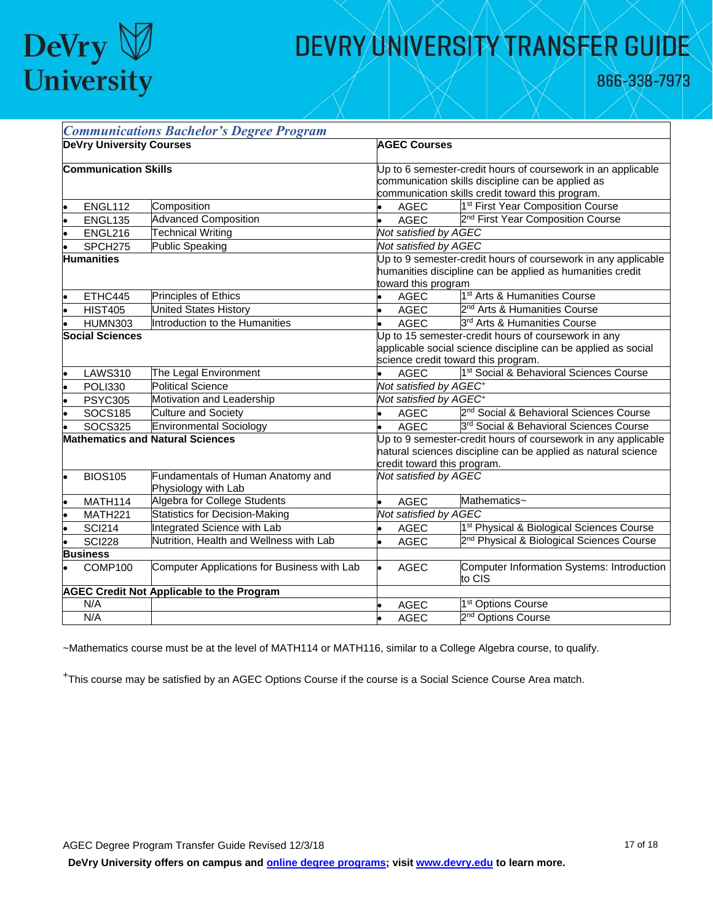## *Communications Bachelor's Degree Program*

| DeVry University Courses | | AGEC Courses | |
|---|---|---|---|
| **Communication Skills** | | Up to 6 semester-credit hours of coursework in an applicable communication skills discipline can be applied as communication skills credit toward this program. | |
| • ENGL112 | Composition | • AGEC | 1st First Year Composition Course |
| • ENGL135 | Advanced Composition | • AGEC | 2nd First Year Composition Course |
| • ENGL216 | Technical Writing | *Not satisfied by AGEC* | |
| • SPCH275 | Public Speaking | *Not satisfied by AGEC* | |
| **Humanities** | | Up to 9 semester-credit hours of coursework in any applicable humanities discipline can be applied as humanities credit toward this program | |
| • ETHC445 | Principles of Ethics | • AGEC | 1st Arts & Humanities Course |
| • HIST405 | United States History | • AGEC | 2nd Arts & Humanities Course |
| • HUMN303 | Introduction to the Humanities | • AGEC | 3rd Arts & Humanities Course |
| **Social Sciences** | | Up to 15 semester-credit hours of coursework in any applicable social science discipline can be applied as social science credit toward this program. | |
| • LAWS310 | The Legal Environment | • AGEC | 1st Social & Behavioral Sciences Course |
| • POLI330 | Political Science | *Not satisfied by AGEC+* | |
| • PSYC305 | Motivation and Leadership | *Not satisfied by AGEC+* | |
| • SOCS185 | Culture and Society | • AGEC | 2nd Social & Behavioral Sciences Course |
| • SOCS325 | Environmental Sociology | • AGEC | 3rd Social & Behavioral Sciences Course |
| **Mathematics and Natural Sciences** | | Up to 9 semester-credit hours of coursework in any applicable natural sciences discipline can be applied as natural science credit toward this program. | |
| • BIOS105 | Fundamentals of Human Anatomy and Physiology with Lab | *Not satisfied by AGEC* | |
| • MATH114 | Algebra for College Students | • AGEC | Mathematics~ |
| • MATH221 | Statistics for Decision-Making | *Not satisfied by AGEC* | |
| • SCI214 | Integrated Science with Lab | • AGEC | 1st Physical & Biological Sciences Course |
| • SCI228 | Nutrition, Health and Wellness with Lab | • AGEC | 2nd Physical & Biological Sciences Course |
| **Business** | | | |
| • COMP100 | Computer Applications for Business with Lab | • AGEC | Computer Information Systems: Introduction to CIS |
| **AGEC Credit Not Applicable to the Program** | | | |
| N/A | | • AGEC | 1st Options Course |
| N/A | | • AGEC | 2nd Options Course |

~Mathematics course must be at the level of MATH114 or MATH116, similar to a College Algebra course, to qualify.

+This course may be satisfied by an AGEC Options Course if the course is a Social Science Course Area match.

AGEC Degree Program Transfer Guide Revised 12/3/18

**DeVry University offers on campus and online degree programs; visit www.devry.edu to learn more.**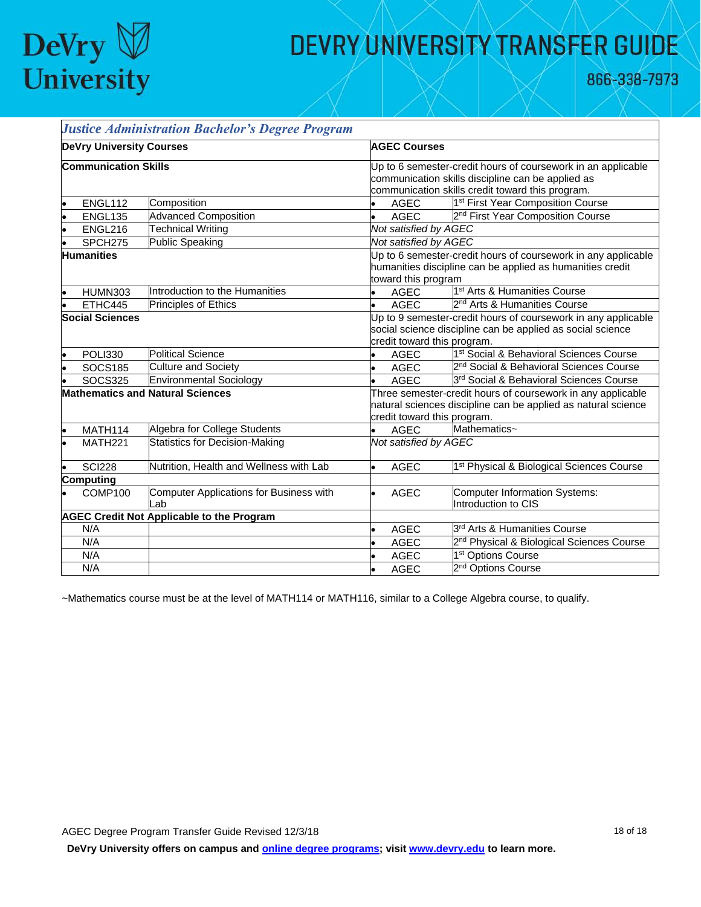# Justice Administration Bachelor's Degree Program

| DeVry University Courses | | AGEC Courses | |
|---|---|---|---|
| **Communication Skills** | | Up to 6 semester-credit hours of coursework in an applicable communication skills discipline can be applied as communication skills credit toward this program. | |
| • ENGL112 | Composition | • AGEC | 1st First Year Composition Course |
| • ENGL135 | Advanced Composition | • AGEC | 2nd First Year Composition Course |
| • ENGL216 | Technical Writing | *Not satisfied by AGEC* | |
| • SPCH275 | Public Speaking | *Not satisfied by AGEC* | |
| **Humanities** | | Up to 6 semester-credit hours of coursework in any applicable humanities discipline can be applied as humanities credit toward this program | |
| • HUMN303 | Introduction to the Humanities | • AGEC | 1st Arts & Humanities Course |
| • ETHC445 | Principles of Ethics | • AGEC | 2nd Arts & Humanities Course |
| **Social Sciences** | | Up to 9 semester-credit hours of coursework in any applicable social science discipline can be applied as social science credit toward this program. | |
| • POLI330 | Political Science | • AGEC | 1st Social & Behavioral Sciences Course |
| • SOCS185 | Culture and Society | • AGEC | 2nd Social & Behavioral Sciences Course |
| • SOCS325 | Environmental Sociology | • AGEC | 3rd Social & Behavioral Sciences Course |
| **Mathematics and Natural Sciences** | | Three semester-credit hours of coursework in any applicable natural sciences discipline can be applied as natural science credit toward this program. | |
| • MATH114 | Algebra for College Students | • AGEC | Mathematics~ |
| • MATH221 | Statistics for Decision-Making | *Not satisfied by AGEC* | |
| • SCI228 | Nutrition, Health and Wellness with Lab | • AGEC | 1st Physical & Biological Sciences Course |
| **Computing** | | | |
| • COMP100 | Computer Applications for Business with Lab | • AGEC | Computer Information Systems: Introduction to CIS |
| **AGEC Credit Not Applicable to the Program** | | | |
| N/A | | • AGEC | 3rd Arts & Humanities Course |
| N/A | | • AGEC | 2nd Physical & Biological Sciences Course |
| N/A | | • AGEC | 1st Options Course |
| N/A | | • AGEC | 2nd Options Course |

~Mathematics course must be at the level of MATH114 or MATH116, similar to a College Algebra course, to qualify.